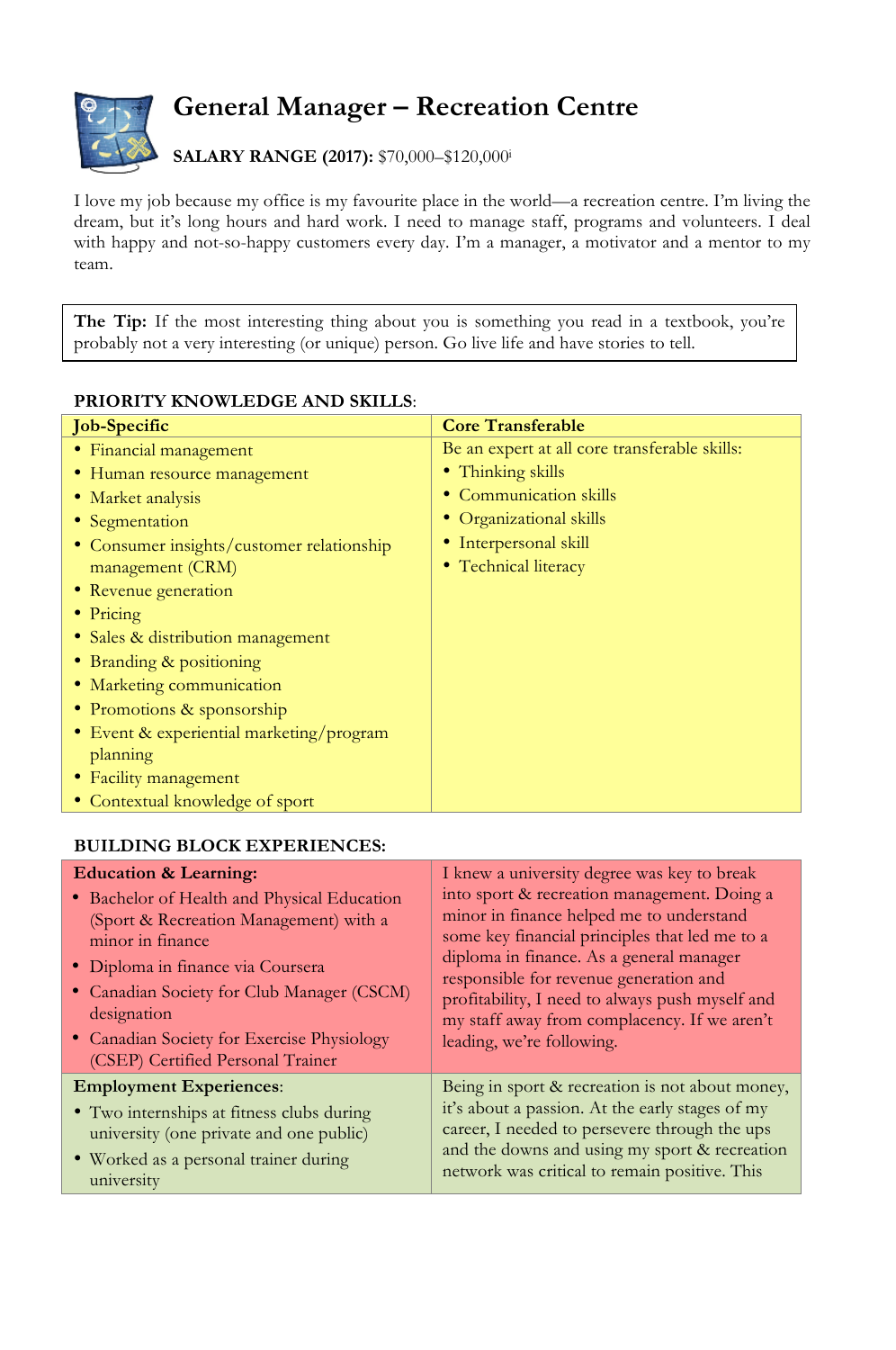# General Manager – Recreation Centre

**SALARY RANGE (2017):** $70,000–$120,000[i]

I love my job because my office is my favourite place in the world—a recreation centre. I'm living the dream, but it's long hours and hard work. I need to manage staff, programs and volunteers. I deal with happy and not-so-happy customers every day. I'm a manager, a motivator and a mentor to my team.

> **The Tip:** If the most interesting thing about you is something you read in a textbook, you're probably not a very interesting (or unique) person. Go live life and have stories to tell.

**PRIORITY KNOWLEDGE AND SKILLS**:

| Job-Specific | Core Transferable |
|---|---|
| • Financial management<br>• Human resource management<br>• Market analysis<br>• Segmentation<br>• Consumer insights/customer relationship management (CRM)<br>• Revenue generation<br>• Pricing<br>• Sales & distribution management<br>• Branding & positioning<br>• Marketing communication<br>• Promotions & sponsorship<br>• Event & experiential marketing/program planning<br>• Facility management<br>• Contextual knowledge of sport | Be an expert at all core transferable skills:<br>• Thinking skills<br>• Communication skills<br>• Organizational skills<br>• Interpersonal skill<br>• Technical literacy |

**BUILDING BLOCK EXPERIENCES:**

| | |
|---|---|
| **Education & Learning:**<br>• Bachelor of Health and Physical Education (Sport & Recreation Management) with a minor in finance<br>• Diploma in finance via Coursera<br>• Canadian Society for Club Manager (CSCM) designation<br>• Canadian Society for Exercise Physiology (CSEP) Certified Personal Trainer | I knew a university degree was key to break into sport & recreation management. Doing a minor in finance helped me to understand some key financial principles that led me to a diploma in finance. As a general manager responsible for revenue generation and profitability, I need to always push myself and my staff away from complacency. If we aren't leading, we're following. |
| **Employment Experiences**:<br>• Two internships at fitness clubs during university (one private and one public)<br>• Worked as a personal trainer during university | Being in sport & recreation is not about money, it's about a passion. At the early stages of my career, I needed to persevere through the ups and the downs and using my sport & recreation network was critical to remain positive. This |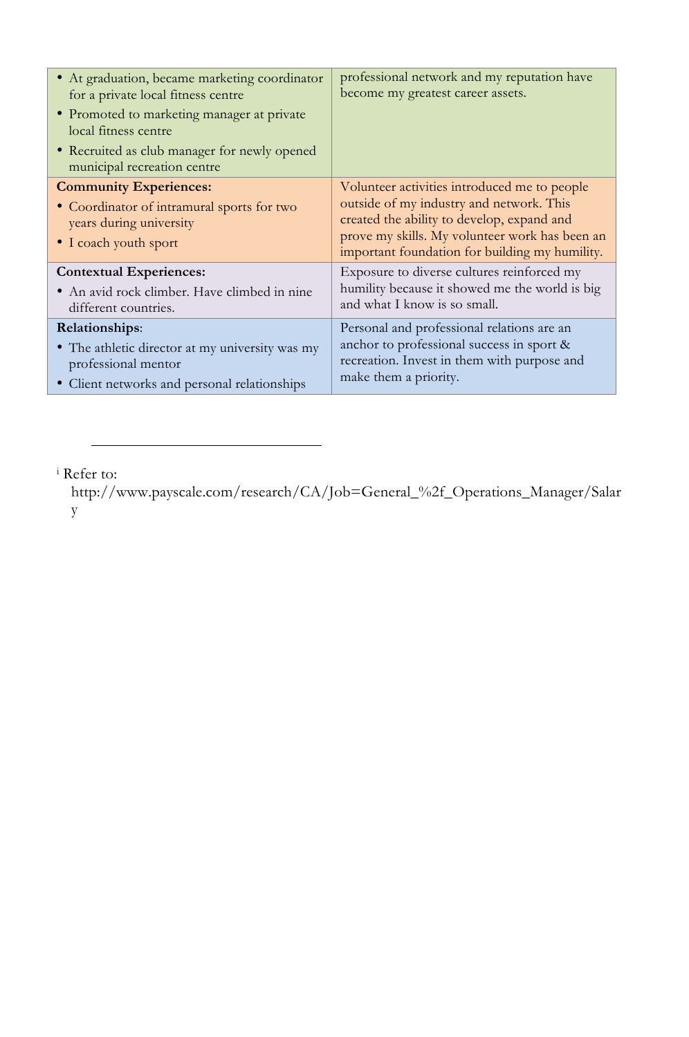| | |
|---|---|
| • At graduation, became marketing coordinator for a private local fitness centre<br>• Promoted to marketing manager at private local fitness centre<br>• Recruited as club manager for newly opened municipal recreation centre | professional network and my reputation have become my greatest career assets. |
| **Community Experiences:**<br>• Coordinator of intramural sports for two years during university<br>• I coach youth sport | Volunteer activities introduced me to people outside of my industry and network. This created the ability to develop, expand and prove my skills. My volunteer work has been an important foundation for building my humility. |
| **Contextual Experiences:**<br>• An avid rock climber. Have climbed in nine different countries. | Exposure to diverse cultures reinforced my humility because it showed me the world is big and what I know is so small. |
| **Relationships**:<br>• The athletic director at my university was my professional mentor<br>• Client networks and personal relationships | Personal and professional relations are an anchor to professional success in sport & recreation. Invest in them with purpose and make them a priority. |

---

[i] Refer to: http://www.payscale.com/research/CA/Job=General_%2f_Operations_Manager/Salary